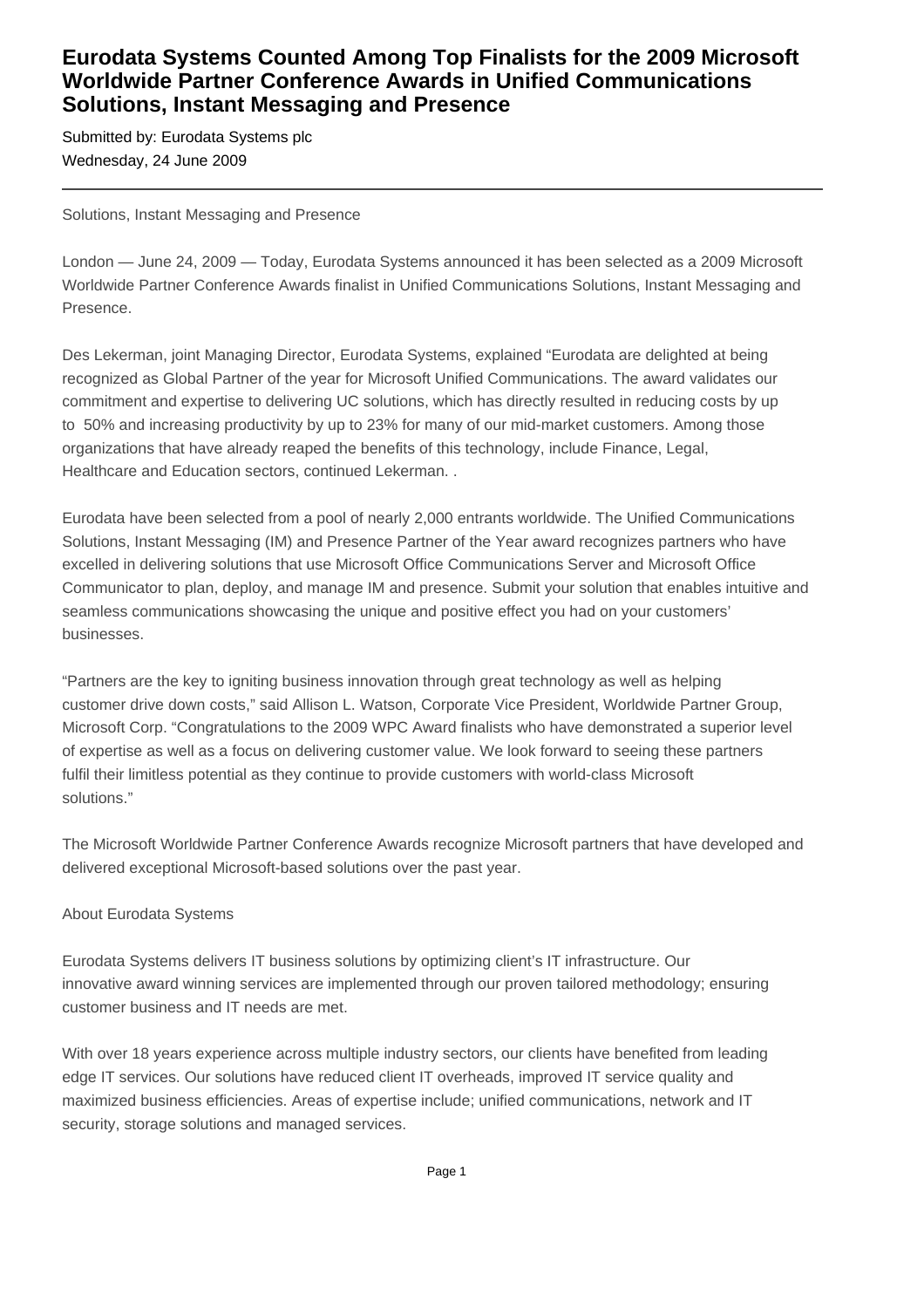# Eurodata Systems Counted Among Top Finalists for the 2009 Microsoft Worldwide Partner Conference Awards in Unified Communications Solutions, Instant Messaging and Presence

Submitted by: Eurodata Systems plc
Wednesday, 24 June 2009

---

Solutions, Instant Messaging and Presence

London — June 24, 2009 — Today, Eurodata Systems announced it has been selected as a 2009 Microsoft Worldwide Partner Conference Awards finalist in Unified Communications Solutions, Instant Messaging and Presence.

Des Lekerman, joint Managing Director, Eurodata Systems, explained "Eurodata are delighted at being recognized as Global Partner of the year for Microsoft Unified Communications. The award validates our commitment and expertise to delivering UC solutions, which has directly resulted in reducing costs by up to 50% and increasing productivity by up to 23% for many of our mid-market customers. Among those organizations that have already reaped the benefits of this technology, include Finance, Legal, Healthcare and Education sectors, continued Lekerman. .

Eurodata have been selected from a pool of nearly 2,000 entrants worldwide. The Unified Communications Solutions, Instant Messaging (IM) and Presence Partner of the Year award recognizes partners who have excelled in delivering solutions that use Microsoft Office Communications Server and Microsoft Office Communicator to plan, deploy, and manage IM and presence. Submit your solution that enables intuitive and seamless communications showcasing the unique and positive effect you had on your customers' businesses.

"Partners are the key to igniting business innovation through great technology as well as helping customer drive down costs," said Allison L. Watson, Corporate Vice President, Worldwide Partner Group, Microsoft Corp. "Congratulations to the 2009 WPC Award finalists who have demonstrated a superior level of expertise as well as a focus on delivering customer value. We look forward to seeing these partners fulfil their limitless potential as they continue to provide customers with world-class Microsoft solutions."

The Microsoft Worldwide Partner Conference Awards recognize Microsoft partners that have developed and delivered exceptional Microsoft-based solutions over the past year.

About Eurodata Systems

Eurodata Systems delivers IT business solutions by optimizing client's IT infrastructure. Our innovative award winning services are implemented through our proven tailored methodology; ensuring customer business and IT needs are met.

With over 18 years experience across multiple industry sectors, our clients have benefited from leading edge IT services. Our solutions have reduced client IT overheads, improved IT service quality and maximized business efficiencies. Areas of expertise include; unified communications, network and IT security, storage solutions and managed services.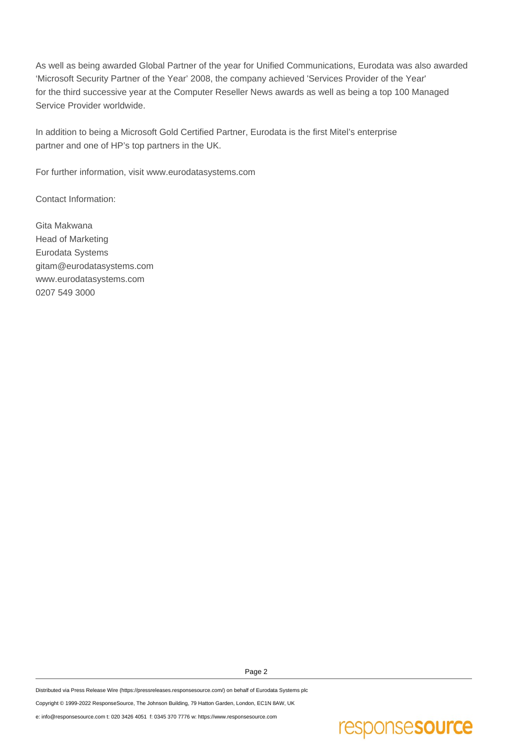As well as being awarded Global Partner of the year for Unified Communications, Eurodata was also awarded 'Microsoft Security Partner of the Year' 2008, the company achieved 'Services Provider of the Year' for the third successive year at the Computer Reseller News awards as well as being a top 100 Managed Service Provider worldwide.

In addition to being a Microsoft Gold Certified Partner, Eurodata is the first Mitel's enterprise partner and one of HP's top partners in the UK.

For further information, visit www.eurodatasystems.com

Contact Information:

Gita Makwana  
Head of Marketing  
Eurodata Systems  
gitam@eurodatasystems.com  
www.eurodatasystems.com  
0207 549 3000

Distributed via Press Release Wire (https://pressreleases.responsesource.com/) on behalf of Eurodata Systems plc

Copyright © 1999-2022 ResponseSource, The Johnson Building, 79 Hatton Garden, London, EC1N 8AW, UK

e: info@responsesource.com t: 020 3426 4051 f: 0345 370 7776 w: https://www.responsesource.com